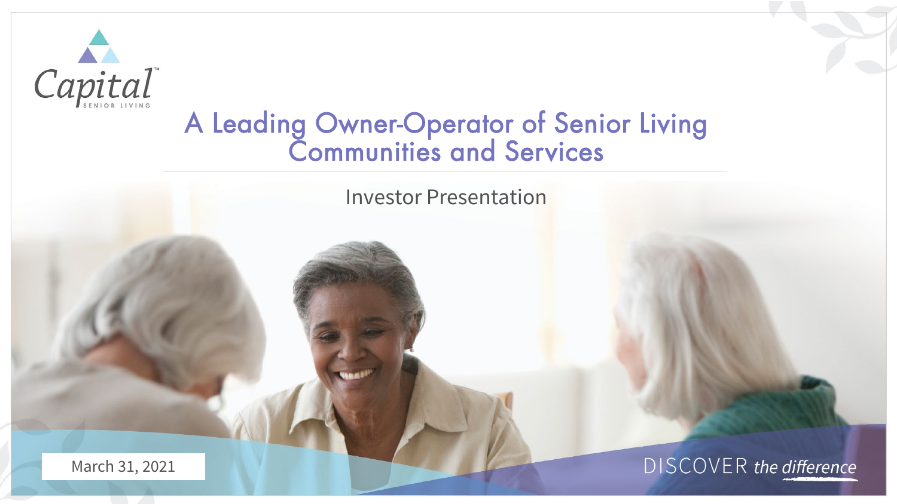Capital™ SENIOR LIVING

# A Leading Owner-Operator of Senior Living Communities and Services

Investor Presentation

March 31, 2021

DISCOVER *the difference*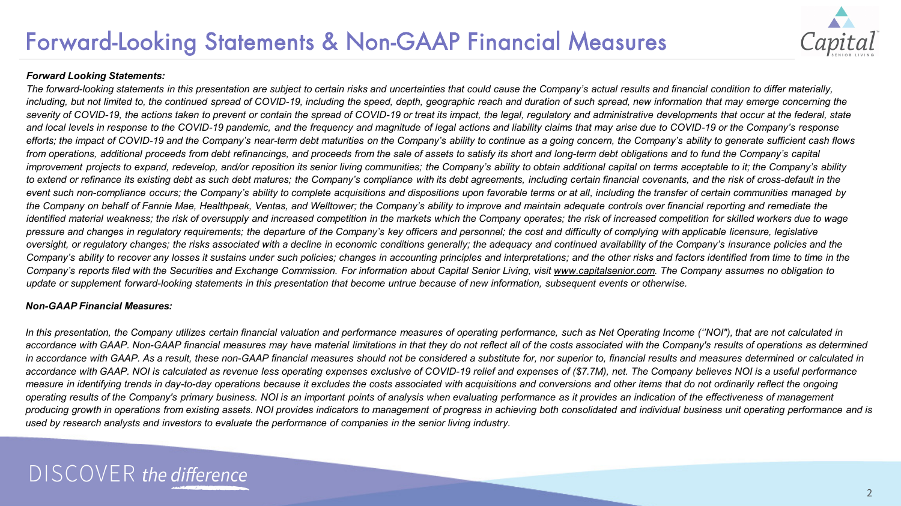# Forward-Looking Statements & Non-GAAP Financial Measures

***Forward Looking Statements:***

*The forward-looking statements in this presentation are subject to certain risks and uncertainties that could cause the Company's actual results and financial condition to differ materially, including, but not limited to, the continued spread of COVID-19, including the speed, depth, geographic reach and duration of such spread, new information that may emerge concerning the severity of COVID-19, the actions taken to prevent or contain the spread of COVID-19 or treat its impact, the legal, regulatory and administrative developments that occur at the federal, state and local levels in response to the COVID-19 pandemic, and the frequency and magnitude of legal actions and liability claims that may arise due to COVID-19 or the Company's response efforts; the impact of COVID-19 and the Company's near-term debt maturities on the Company's ability to continue as a going concern, the Company's ability to generate sufficient cash flows from operations, additional proceeds from debt refinancings, and proceeds from the sale of assets to satisfy its short and long-term debt obligations and to fund the Company's capital improvement projects to expand, redevelop, and/or reposition its senior living communities; the Company's ability to obtain additional capital on terms acceptable to it; the Company's ability to extend or refinance its existing debt as such debt matures; the Company's compliance with its debt agreements, including certain financial covenants, and the risk of cross-default in the event such non-compliance occurs; the Company's ability to complete acquisitions and dispositions upon favorable terms or at all, including the transfer of certain communities managed by the Company on behalf of Fannie Mae, Healthpeak, Ventas, and Welltower; the Company's ability to improve and maintain adequate controls over financial reporting and remediate the identified material weakness; the risk of oversupply and increased competition in the markets which the Company operates; the risk of increased competition for skilled workers due to wage pressure and changes in regulatory requirements; the departure of the Company's key officers and personnel; the cost and difficulty of complying with applicable licensure, legislative oversight, or regulatory changes; the risks associated with a decline in economic conditions generally; the adequacy and continued availability of the Company's insurance policies and the Company's ability to recover any losses it sustains under such policies; changes in accounting principles and interpretations; and the other risks and factors identified from time to time in the Company's reports filed with the Securities and Exchange Commission. For information about Capital Senior Living, visit www.capitalsenior.com. The Company assumes no obligation to update or supplement forward-looking statements in this presentation that become untrue because of new information, subsequent events or otherwise.*

***Non-GAAP Financial Measures:***

*In this presentation, the Company utilizes certain financial valuation and performance measures of operating performance, such as Net Operating Income (''NOI"), that are not calculated in accordance with GAAP. Non-GAAP financial measures may have material limitations in that they do not reflect all of the costs associated with the Company's results of operations as determined in accordance with GAAP. As a result, these non-GAAP financial measures should not be considered a substitute for, nor superior to, financial results and measures determined or calculated in accordance with GAAP. NOI is calculated as revenue less operating expenses exclusive of COVID-19 relief and expenses of ($7.7M), net. The Company believes NOI is a useful performance measure in identifying trends in day-to-day operations because it excludes the costs associated with acquisitions and conversions and other items that do not ordinarily reflect the ongoing operating results of the Company's primary business. NOI is an important points of analysis when evaluating performance as it provides an indication of the effectiveness of management producing growth in operations from existing assets. NOI provides indicators to management of progress in achieving both consolidated and individual business unit operating performance and is used by research analysts and investors to evaluate the performance of companies in the senior living industry.*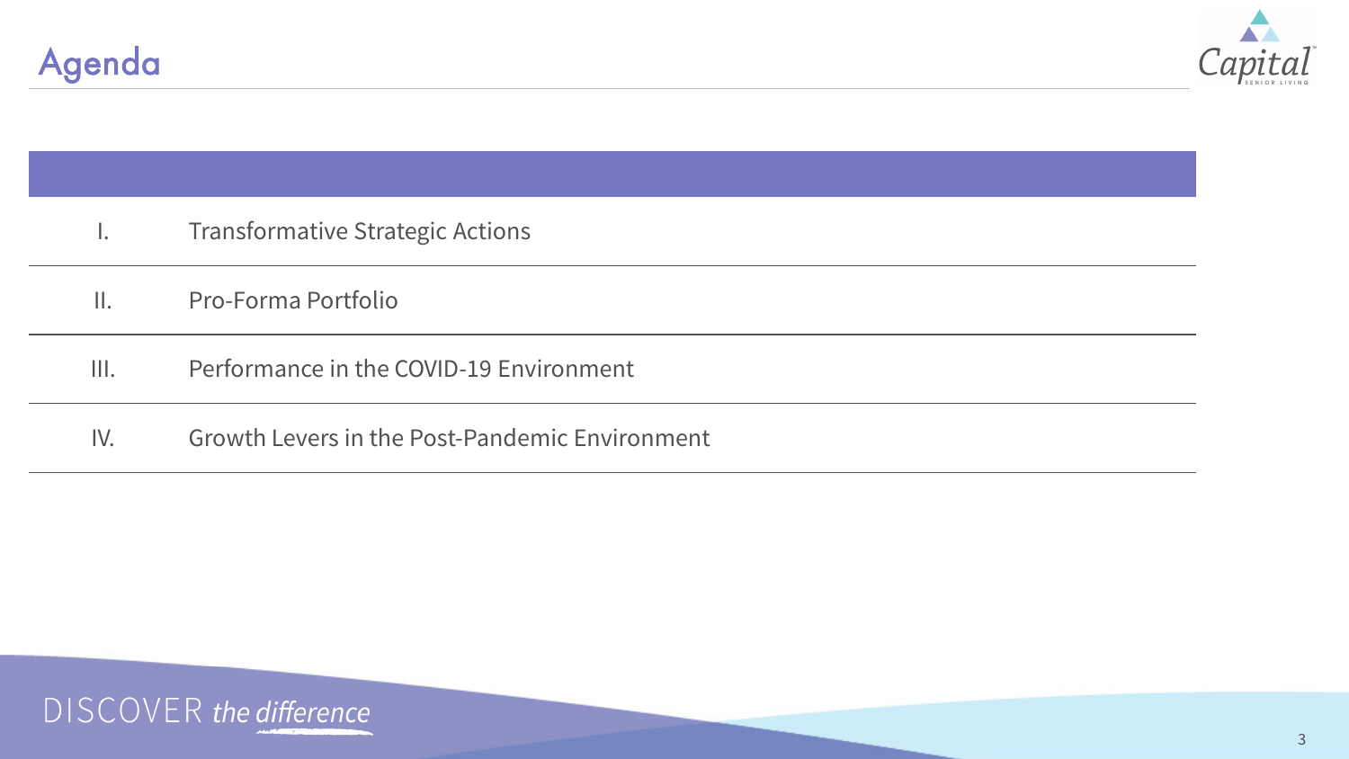# Agenda

| | |
|---|---|
| I. | Transformative Strategic Actions |
| II. | Pro-Forma Portfolio |
| III. | Performance in the COVID-19 Environment |
| IV. | Growth Levers in the Post-Pandemic Environment |

DISCOVER *the difference*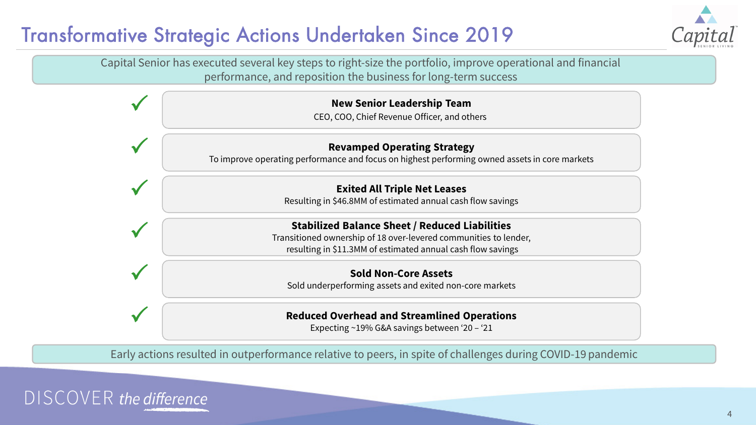# Transformative Strategic Actions Undertaken Since 2019

Capital Senior has executed several key steps to right-size the portfolio, improve operational and financial performance, and reposition the business for long-term success

✓ **New Senior Leadership Team**
CEO, COO, Chief Revenue Officer, and others

✓ **Revamped Operating Strategy**
To improve operating performance and focus on highest performing owned assets in core markets

✓ **Exited All Triple Net Leases**
Resulting in $46.8MM of estimated annual cash flow savings

✓ **Stabilized Balance Sheet / Reduced Liabilities**
Transitioned ownership of 18 over-levered communities to lender, resulting in $11.3MM of estimated annual cash flow savings

✓ **Sold Non-Core Assets**
Sold underperforming assets and exited non-core markets

✓ **Reduced Overhead and Streamlined Operations**
Expecting ~19% G&A savings between '20 – '21

Early actions resulted in outperformance relative to peers, in spite of challenges during COVID-19 pandemic

DISCOVER *the difference*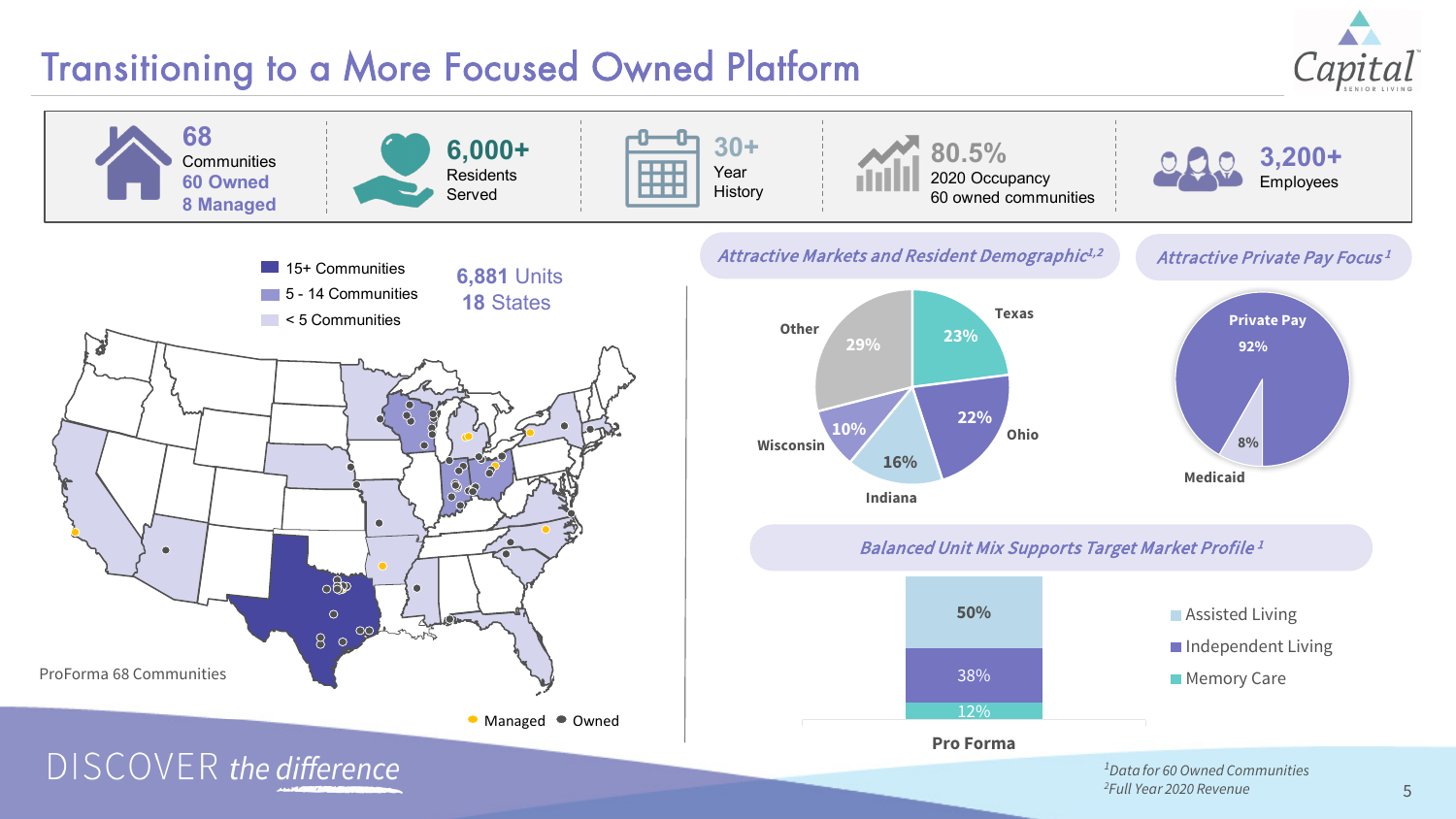# Transitioning to a More Focused Owned Platform

- **68** Communities — **60 Owned**, **8 Managed**
- **6,000+** Residents Served
- **30+** Year History
- **80.5%** 2020 Occupancy — 60 owned communities
- **3,200+** Employees

**6,881 Units**
**18 States**

- 15+ Communities
- 5 - 14 Communities
- < 5 Communities

ProForma 68 Communities

- Managed
- Owned

## Attractive Markets and Resident Demographic[1,2]

| Market | Share |
|---|---|
| Texas | 23% |
| Ohio | 22% |
| Indiana | 16% |
| Wisconsin | 10% |
| Other | 29% |

## Attractive Private Pay Focus[1]

| Payer | Share |
|---|---|
| Private Pay | 92% |
| Medicaid | 8% |

## Balanced Unit Mix Supports Target Market Profile[1]

| Pro Forma | Share |
|---|---|
| Assisted Living | 50% |
| Independent Living | 38% |
| Memory Care | 12% |

[1]Data for 60 Owned Communities
[2]Full Year 2020 Revenue

DISCOVER *the difference*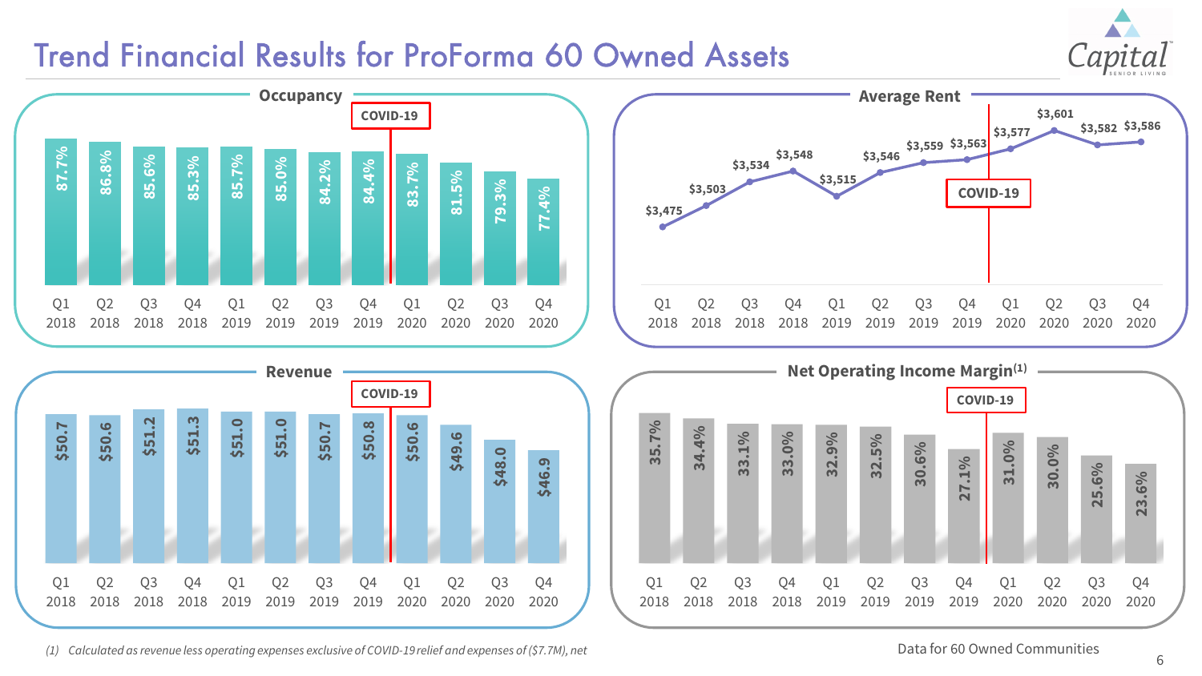# Trend Financial Results for ProForma 60 Owned Assets

## Occupancy

| Q1 2018 | Q2 2018 | Q3 2018 | Q4 2018 | Q1 2019 | Q2 2019 | Q3 2019 | Q4 2019 | Q1 2020 | Q2 2020 | Q3 2020 | Q4 2020 |
|---|---|---|---|---|---|---|---|---|---|---|---|
| 87.7% | 86.8% | 85.6% | 85.3% | 85.7% | 85.0% | 84.2% | 84.4% | 83.7% | 81.5% | 79.3% | 77.4% |

COVID-19 (marked between Q4 2019 and Q1 2020)

## Average Rent

| Q1 2018 | Q2 2018 | Q3 2018 | Q4 2018 | Q1 2019 | Q2 2019 | Q3 2019 | Q4 2019 | Q1 2020 | Q2 2020 | Q3 2020 | Q4 2020 |
|---|---|---|---|---|---|---|---|---|---|---|---|
| $3,475 | $3,503 | $3,534 | $3,548 | $3,515 | $3,546 | $3,559 | $3,563 | $3,577 | $3,601 | $3,582 | $3,586 |

COVID-19 (marked between Q4 2019 and Q1 2020)

## Revenue

| Q1 2018 | Q2 2018 | Q3 2018 | Q4 2018 | Q1 2019 | Q2 2019 | Q3 2019 | Q4 2019 | Q1 2020 | Q2 2020 | Q3 2020 | Q4 2020 |
|---|---|---|---|---|---|---|---|---|---|---|---|
| $50.7 | $50.6 | $51.2 | $51.3 | $51.0 | $51.0 | $50.7 | $50.8 | $50.6 | $49.6 | $48.0 | $46.9 |

COVID-19 (marked between Q4 2019 and Q1 2020)

## Net Operating Income Margin[1]

| Q1 2018 | Q2 2018 | Q3 2018 | Q4 2018 | Q1 2019 | Q2 2019 | Q3 2019 | Q4 2019 | Q1 2020 | Q2 2020 | Q3 2020 | Q4 2020 |
|---|---|---|---|---|---|---|---|---|---|---|---|
| 35.7% | 34.4% | 33.1% | 33.0% | 32.9% | 32.5% | 30.6% | 27.1% | 31.0% | 30.0% | 25.6% | 23.6% |

COVID-19 (marked between Q4 2019 and Q1 2020)

*(1) Calculated as revenue less operating expenses exclusive of COVID-19 relief and expenses of ($7.7M), net*

Data for 60 Owned Communities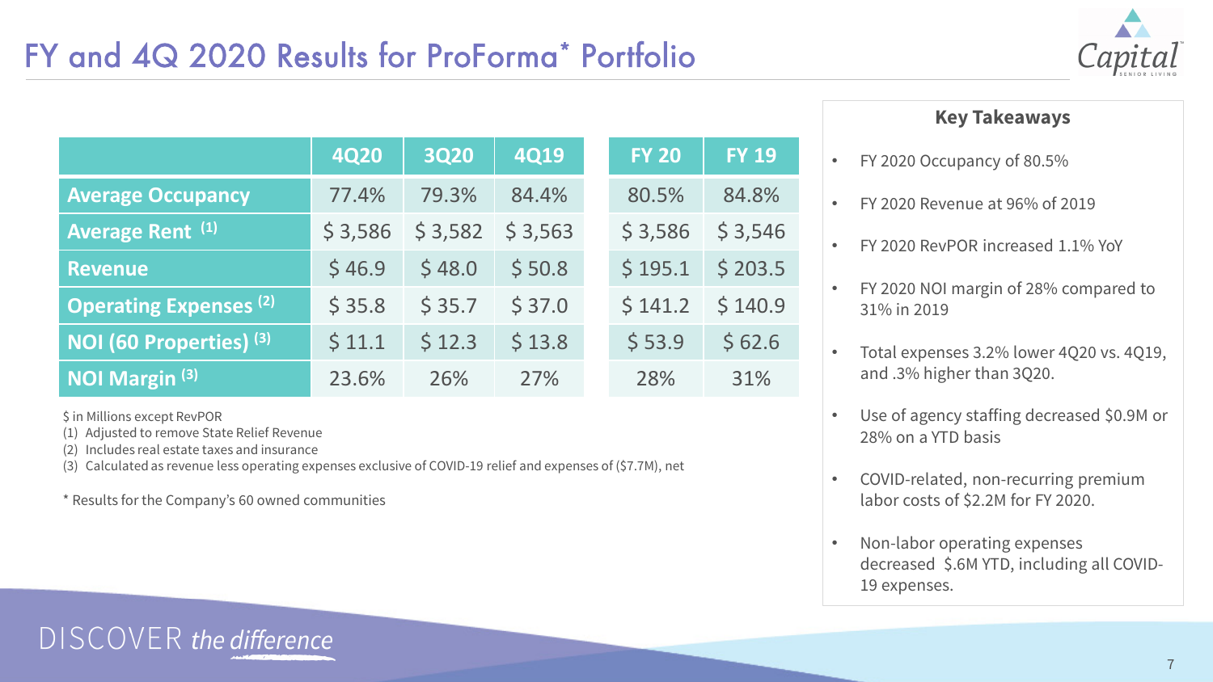# FY and 4Q 2020 Results for ProForma* Portfolio

| | 4Q20 | 3Q20 | 4Q19 | FY 20 | FY 19 |
|---|---|---|---|---|---|
| **Average Occupancy** | 77.4% | 79.3% | 84.4% | 80.5% | 84.8% |
| **Average Rent** [(1)] | $ 3,586 | $ 3,582 | $ 3,563 | $ 3,586 | $ 3,546 |
| **Revenue** | $ 46.9 | $ 48.0 | $ 50.8 | $ 195.1 | $ 203.5 |
| **Operating Expenses** [(2)] | $ 35.8 | $ 35.7 | $ 37.0 | $ 141.2 | $ 140.9 |
| **NOI (60 Properties)** [(3)] | $ 11.1 | $ 12.3 | $ 13.8 | $ 53.9 | $ 62.6 |
| **NOI Margin** [(3)] | 23.6% | 26% | 27% | 28% | 31% |

$ in Millions except RevPOR

(1) Adjusted to remove State Relief Revenue
(2) Includes real estate taxes and insurance
(3) Calculated as revenue less operating expenses exclusive of COVID-19 relief and expenses of ($7.7M), net

* Results for the Company's 60 owned communities

### Key Takeaways

- FY 2020 Occupancy of 80.5%
- FY 2020 Revenue at 96% of 2019
- FY 2020 RevPOR increased 1.1% YoY
- FY 2020 NOI margin of 28% compared to 31% in 2019
- Total expenses 3.2% lower 4Q20 vs. 4Q19, and .3% higher than 3Q20.
- Use of agency staffing decreased $0.9M or 28% on a YTD basis
- COVID-related, non-recurring premium labor costs of $2.2M for FY 2020.
- Non-labor operating expenses decreased $.6M YTD, including all COVID-19 expenses.

DISCOVER *the difference*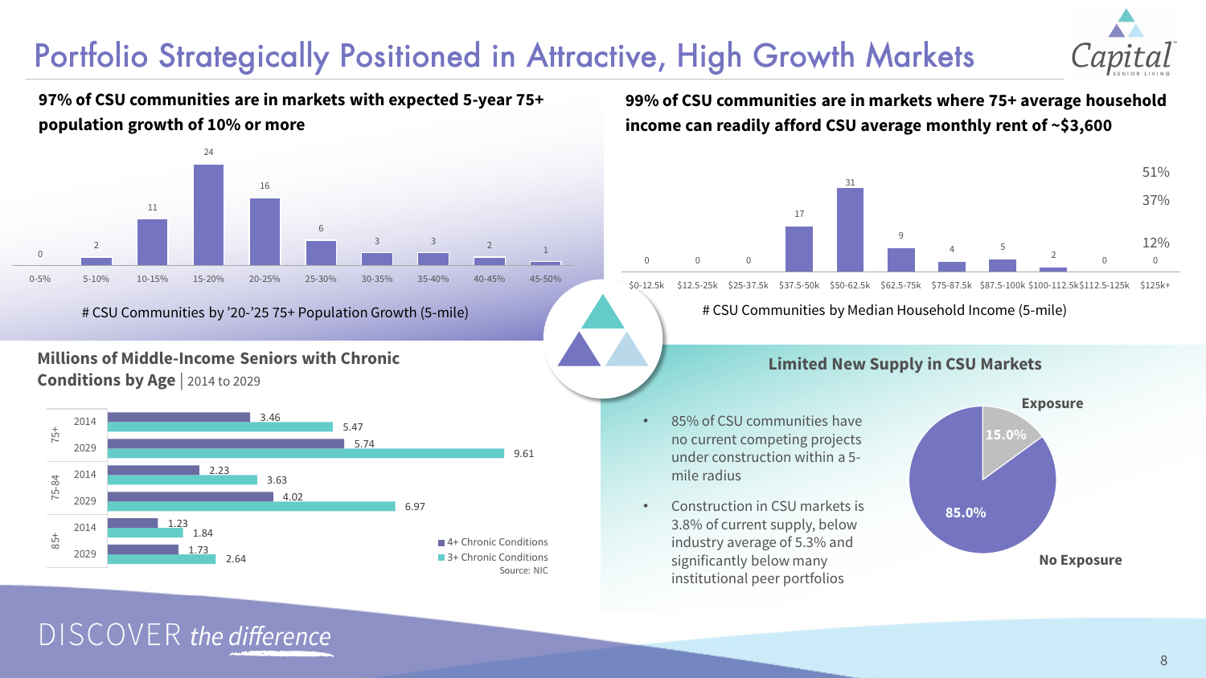# Portfolio Strategically Positioned in Attractive, High Growth Markets

**97% of CSU communities are in markets with expected 5-year 75+ population growth of 10% or more**

| 0-5% | 5-10% | 10-15% | 15-20% | 20-25% | 25-30% | 30-35% | 35-40% | 40-45% | 45-50% |
|---|---|---|---|---|---|---|---|---|---|
| 0 | 2 | 11 | 24 | 16 | 6 | 3 | 3 | 2 | 1 |

# CSU Communities by '20-'25 75+ Population Growth (5-mile)

**99% of CSU communities are in markets where 75+ average household income can readily afford CSU average monthly rent of ~$3,600**

| $0-12.5k | $12.5-25k | $25-37.5k | $37.5-50k | $50-62.5k | $62.5-75k | $75-87.5k | $87.5-100k | $100-112.5k | $112.5-125k | $125k+ |
|---|---|---|---|---|---|---|---|---|---|---|
| 0 | 0 | 0 | 17 | 31 | 9 | 4 | 5 | 2 | 0 | 0 |

51% / 37% / 12%

# CSU Communities by Median Household Income (5-mile)

**Millions of Middle-Income Seniors with Chronic Conditions by Age** | 2014 to 2029

| Age | Year | 4+ Chronic Conditions | 3+ Chronic Conditions |
|---|---|---|---|
| 75+ | 2014 | 3.46 | 5.47 |
| 75+ | 2029 | 5.74 | 9.61 |
| 75-84 | 2014 | 2.23 | 3.63 |
| 75-84 | 2029 | 4.02 | 6.97 |
| 85+ | 2014 | 1.23 | 1.84 |
| 85+ | 2029 | 1.73 | 2.64 |

Source: NIC

**Limited New Supply in CSU Markets**

- 85% of CSU communities have no current competing projects under construction within a 5-mile radius
- Construction in CSU markets is 3.8% of current supply, below industry average of 5.3% and significantly below many institutional peer portfolios

| Exposure | No Exposure |
|---|---|
| 15.0% | 85.0% |

DISCOVER *the difference*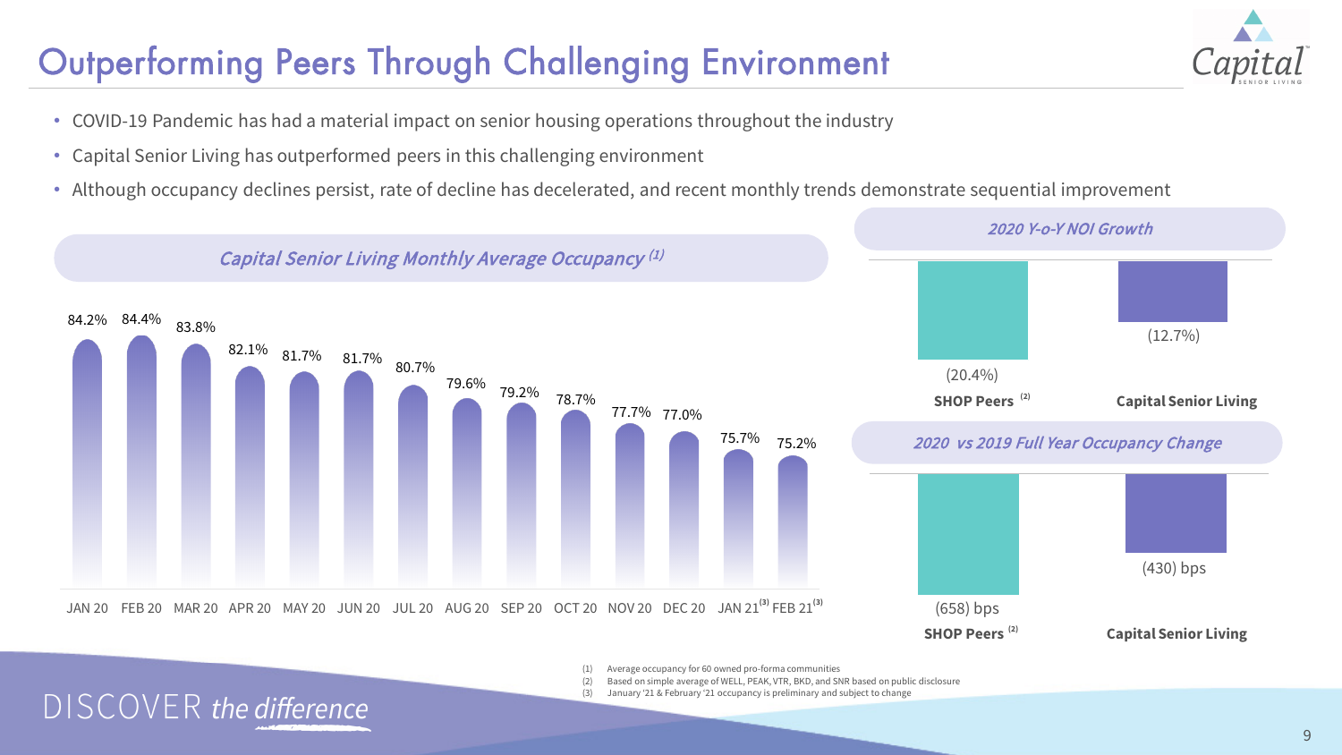# Outperforming Peers Through Challenging Environment

- COVID-19 Pandemic has had a material impact on senior housing operations throughout the industry
- Capital Senior Living has outperformed peers in this challenging environment
- Although occupancy declines persist, rate of decline has decelerated, and recent monthly trends demonstrate sequential improvement

### *Capital Senior Living Monthly Average Occupancy (1)*

| Month | Occupancy |
|---|---|
| JAN 20 | 84.2% |
| FEB 20 | 84.4% |
| MAR 20 | 83.8% |
| APR 20 | 82.1% |
| MAY 20 | 81.7% |
| JUN 20 | 81.7% |
| JUL 20 | 80.7% |
| AUG 20 | 79.6% |
| SEP 20 | 79.2% |
| OCT 20 | 78.7% |
| NOV 20 | 77.7% |
| DEC 20 | 77.0% |
| JAN 21 (3) | 75.7% |
| FEB 21 (3) | 75.2% |

### *2020 Y-o-Y NOI Growth*

| SHOP Peers (2) | Capital Senior Living |
|---|---|
| (20.4%) | (12.7%) |

### *2020 vs 2019 Full Year Occupancy Change*

| SHOP Peers (2) | Capital Senior Living |
|---|---|
| (658) bps | (430) bps |

(1) Average occupancy for 60 owned pro-forma communities
(2) Based on simple average of WELL, PEAK, VTR, BKD, and SNR based on public disclosure
(3) January '21 & February '21 occupancy is preliminary and subject to change

DISCOVER *the difference*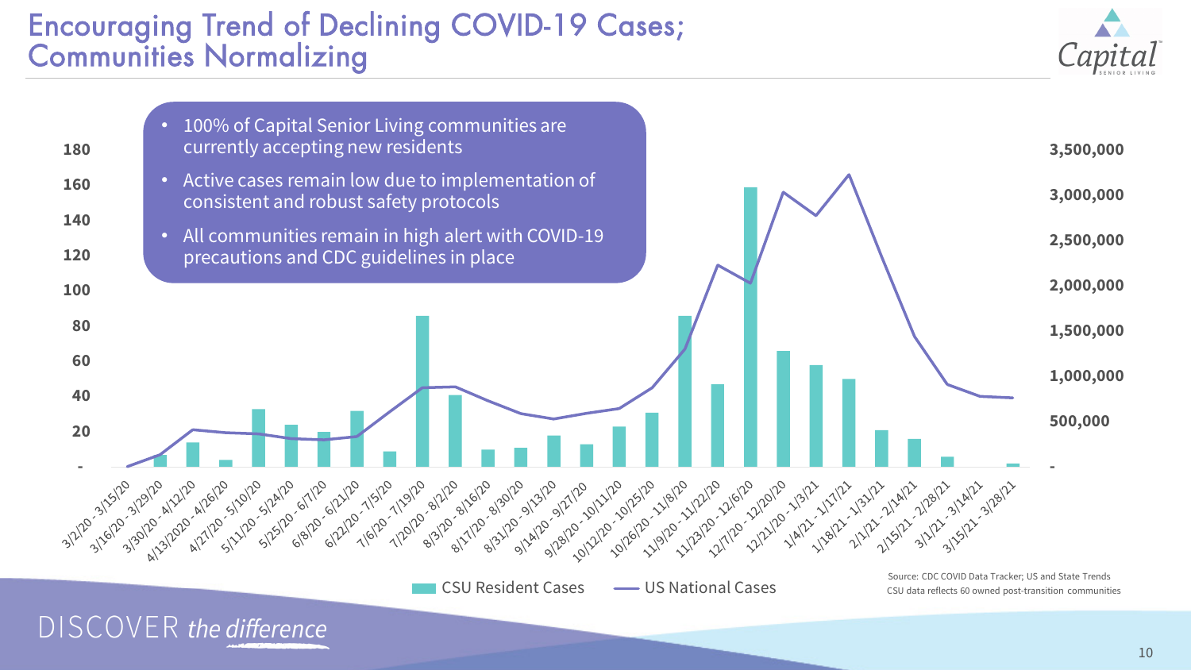# Encouraging Trend of Declining COVID-19 Cases; Communities Normalizing

- 100% of Capital Senior Living communities are currently accepting new residents
- Active cases remain low due to implementation of consistent and robust safety protocols
- All communities remain in high alert with COVID-19 precautions and CDC guidelines in place

CSU Resident Cases — US National Cases

Source: CDC COVID Data Tracker; US and State Trends
CSU data reflects 60 owned post-transition communities

DISCOVER *the difference*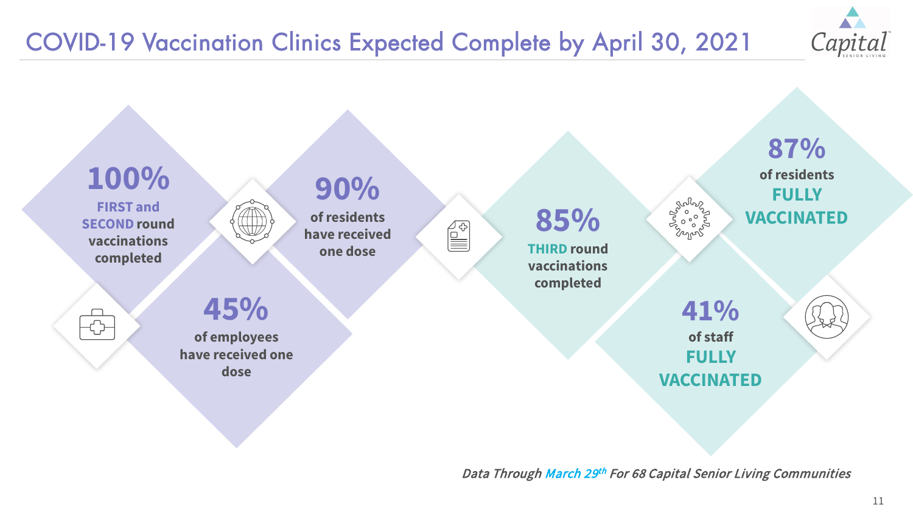# COVID-19 Vaccination Clinics Expected Complete by April 30, 2021

**100%**
**FIRST and SECOND round vaccinations completed**

**45%**
**of employees have received one dose**

**90%**
**of residents have received one dose**

**85%**
**THIRD round vaccinations completed**

**87%**
**of residents FULLY VACCINATED**

**41%**
**of staff FULLY VACCINATED**

*Data Through March 29th For 68 Capital Senior Living Communities*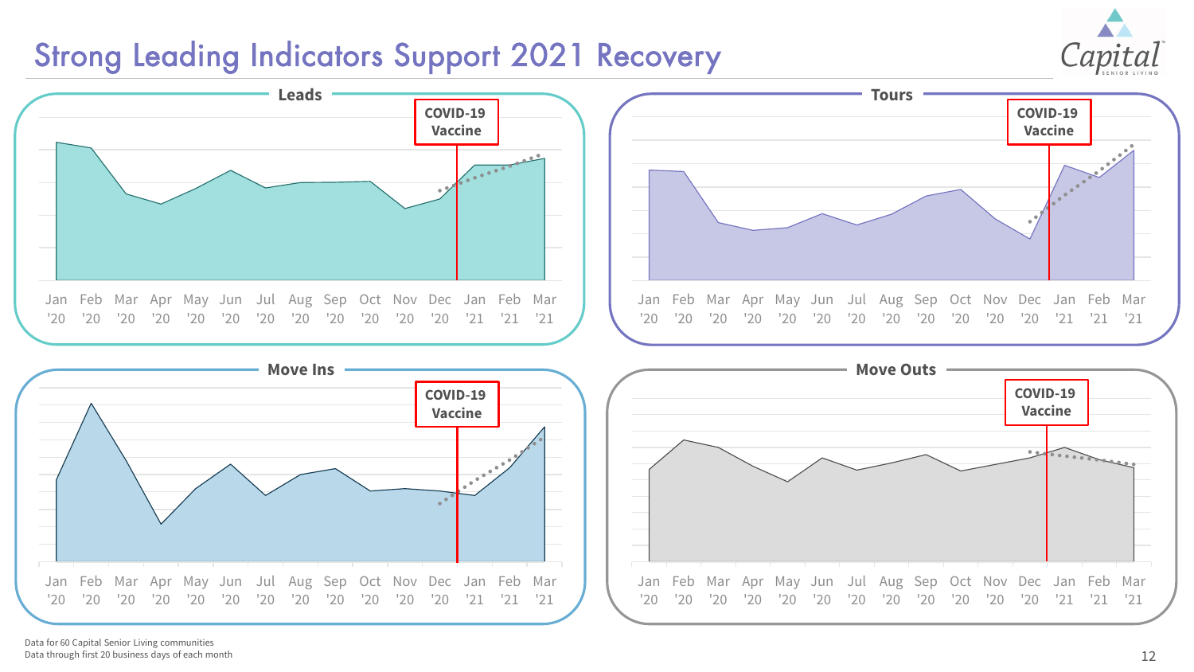# Strong Leading Indicators Support 2021 Recovery

### Leads

COVID-19 Vaccine

Jan '20, Feb '20, Mar '20, Apr '20, May '20, Jun '20, Jul '20, Aug '20, Sep '20, Oct '20, Nov '20, Dec '20, Jan '21, Feb '21, Mar '21

### Tours

COVID-19 Vaccine

Jan '20, Feb '20, Mar '20, Apr '20, May '20, Jun '20, Jul '20, Aug '20, Sep '20, Oct '20, Nov '20, Dec '20, Jan '21, Feb '21, Mar '21

### Move Ins

COVID-19 Vaccine

Jan '20, Feb '20, Mar '20, Apr '20, May '20, Jun '20, Jul '20, Aug '20, Sep '20, Oct '20, Nov '20, Dec '20, Jan '21, Feb '21, Mar '21

### Move Outs

COVID-19 Vaccine

Jan '20, Feb '20, Mar '20, Apr '20, May '20, Jun '20, Jul '20, Aug '20, Sep '20, Oct '20, Nov '20, Dec '20, Jan '21, Feb '21, Mar '21

Data for 60 Capital Senior Living communities
Data through first 20 business days of each month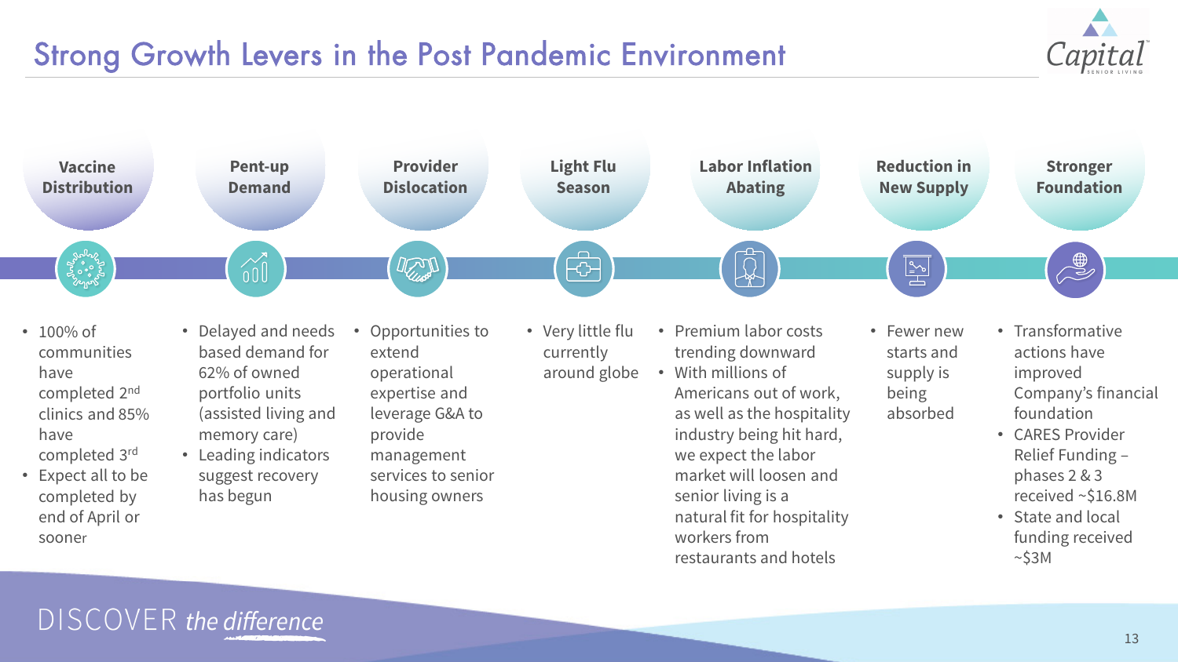# Strong Growth Levers in the Post Pandemic Environment

### Vaccine Distribution

- 100% of communities have completed 2nd clinics and 85% have completed 3rd
- Expect all to be completed by end of April or sooner

### Pent-up Demand

- Delayed and needs based demand for 62% of owned portfolio units (assisted living and memory care)
- Leading indicators suggest recovery has begun

### Provider Dislocation

- Opportunities to extend operational expertise and leverage G&A to provide management services to senior housing owners

### Light Flu Season

- Very little flu currently around globe

### Labor Inflation Abating

- Premium labor costs trending downward
- With millions of Americans out of work, as well as the hospitality industry being hit hard, we expect the labor market will loosen and senior living is a natural fit for hospitality workers from restaurants and hotels

### Reduction in New Supply

- Fewer new starts and supply is being absorbed

### Stronger Foundation

- Transformative actions have improved Company's financial foundation
- CARES Provider Relief Funding – phases 2 & 3 received ~$16.8M
- State and local funding received ~$3M

DISCOVER *the difference*